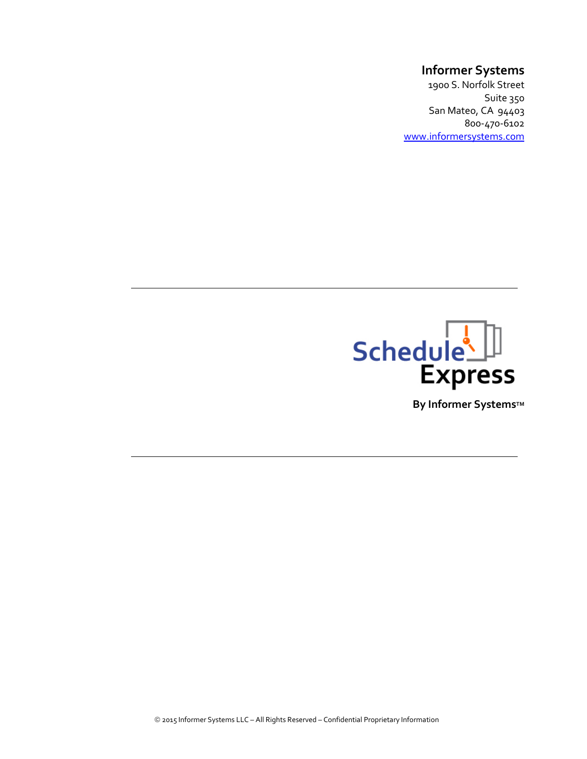**Informer Systems**

1900 S. Norfolk Street
Suite 350
San Mateo, CA 94403
800-470-6102
[www.informersystems.com](http://www.informersystems.com)

---

# Schedule Express

**By Informer Systems™**

---

© 2015 Informer Systems LLC – All Rights Reserved – Confidential Proprietary Information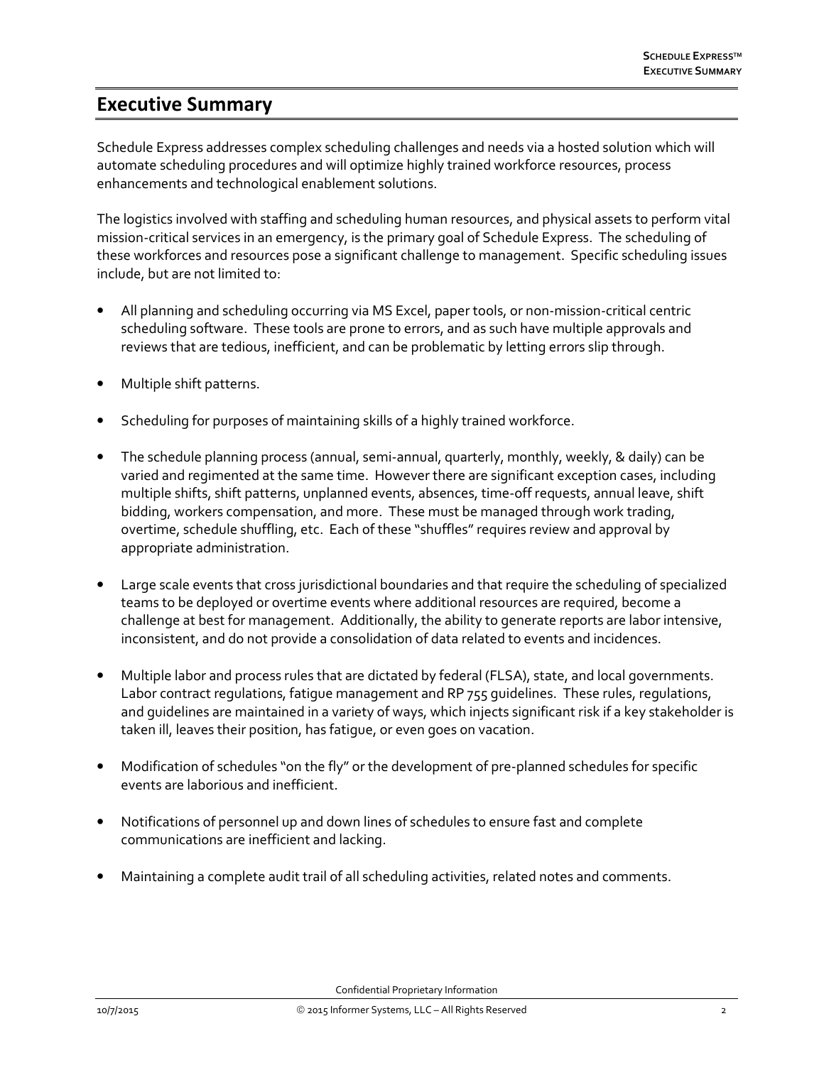# Executive Summary

Schedule Express addresses complex scheduling challenges and needs via a hosted solution which will automate scheduling procedures and will optimize highly trained workforce resources, process enhancements and technological enablement solutions.

The logistics involved with staffing and scheduling human resources, and physical assets to perform vital mission-critical services in an emergency, is the primary goal of Schedule Express. The scheduling of these workforces and resources pose a significant challenge to management. Specific scheduling issues include, but are not limited to:

- All planning and scheduling occurring via MS Excel, paper tools, or non-mission-critical centric scheduling software. These tools are prone to errors, and as such have multiple approvals and reviews that are tedious, inefficient, and can be problematic by letting errors slip through.

- Multiple shift patterns.

- Scheduling for purposes of maintaining skills of a highly trained workforce.

- The schedule planning process (annual, semi-annual, quarterly, monthly, weekly, & daily) can be varied and regimented at the same time. However there are significant exception cases, including multiple shifts, shift patterns, unplanned events, absences, time-off requests, annual leave, shift bidding, workers compensation, and more. These must be managed through work trading, overtime, schedule shuffling, etc. Each of these "shuffles" requires review and approval by appropriate administration.

- Large scale events that cross jurisdictional boundaries and that require the scheduling of specialized teams to be deployed or overtime events where additional resources are required, become a challenge at best for management. Additionally, the ability to generate reports are labor intensive, inconsistent, and do not provide a consolidation of data related to events and incidences.

- Multiple labor and process rules that are dictated by federal (FLSA), state, and local governments. Labor contract regulations, fatigue management and RP 755 guidelines. These rules, regulations, and guidelines are maintained in a variety of ways, which injects significant risk if a key stakeholder is taken ill, leaves their position, has fatigue, or even goes on vacation.

- Modification of schedules "on the fly" or the development of pre-planned schedules for specific events are laborious and inefficient.

- Notifications of personnel up and down lines of schedules to ensure fast and complete communications are inefficient and lacking.

- Maintaining a complete audit trail of all scheduling activities, related notes and comments.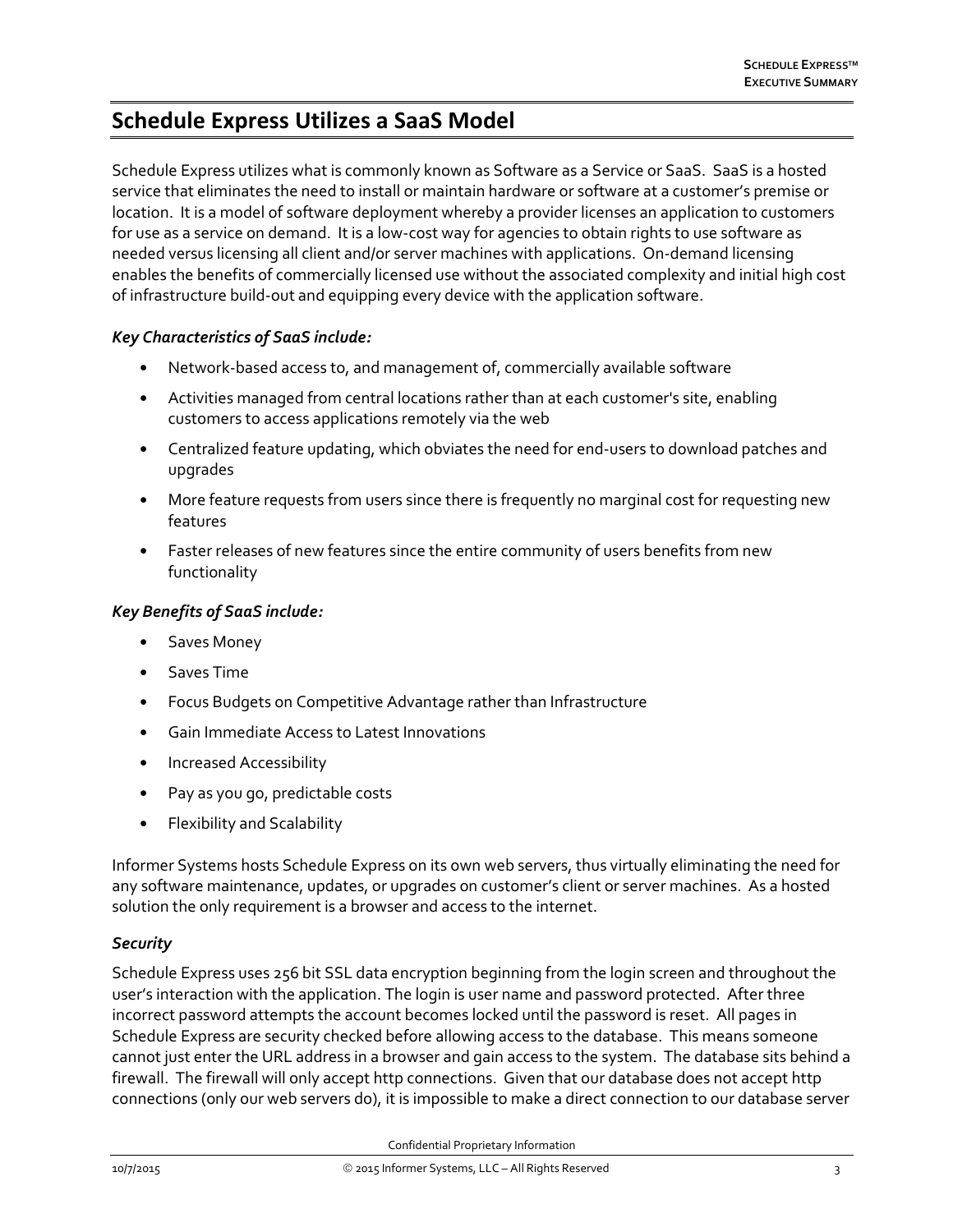## Schedule Express Utilizes a SaaS Model

Schedule Express utilizes what is commonly known as Software as a Service or SaaS. SaaS is a hosted service that eliminates the need to install or maintain hardware or software at a customer's premise or location. It is a model of software deployment whereby a provider licenses an application to customers for use as a service on demand. It is a low-cost way for agencies to obtain rights to use software as needed versus licensing all client and/or server machines with applications. On-demand licensing enables the benefits of commercially licensed use without the associated complexity and initial high cost of infrastructure build-out and equipping every device with the application software.

### *Key Characteristics of SaaS include:*

- Network-based access to, and management of, commercially available software
- Activities managed from central locations rather than at each customer's site, enabling customers to access applications remotely via the web
- Centralized feature updating, which obviates the need for end-users to download patches and upgrades
- More feature requests from users since there is frequently no marginal cost for requesting new features
- Faster releases of new features since the entire community of users benefits from new functionality

### *Key Benefits of SaaS include:*

- Saves Money
- Saves Time
- Focus Budgets on Competitive Advantage rather than Infrastructure
- Gain Immediate Access to Latest Innovations
- Increased Accessibility
- Pay as you go, predictable costs
- Flexibility and Scalability

Informer Systems hosts Schedule Express on its own web servers, thus virtually eliminating the need for any software maintenance, updates, or upgrades on customer's client or server machines. As a hosted solution the only requirement is a browser and access to the internet.

### *Security*

Schedule Express uses 256 bit SSL data encryption beginning from the login screen and throughout the user's interaction with the application. The login is user name and password protected. After three incorrect password attempts the account becomes locked until the password is reset. All pages in Schedule Express are security checked before allowing access to the database. This means someone cannot just enter the URL address in a browser and gain access to the system. The database sits behind a firewall. The firewall will only accept http connections. Given that our database does not accept http connections (only our web servers do), it is impossible to make a direct connection to our database server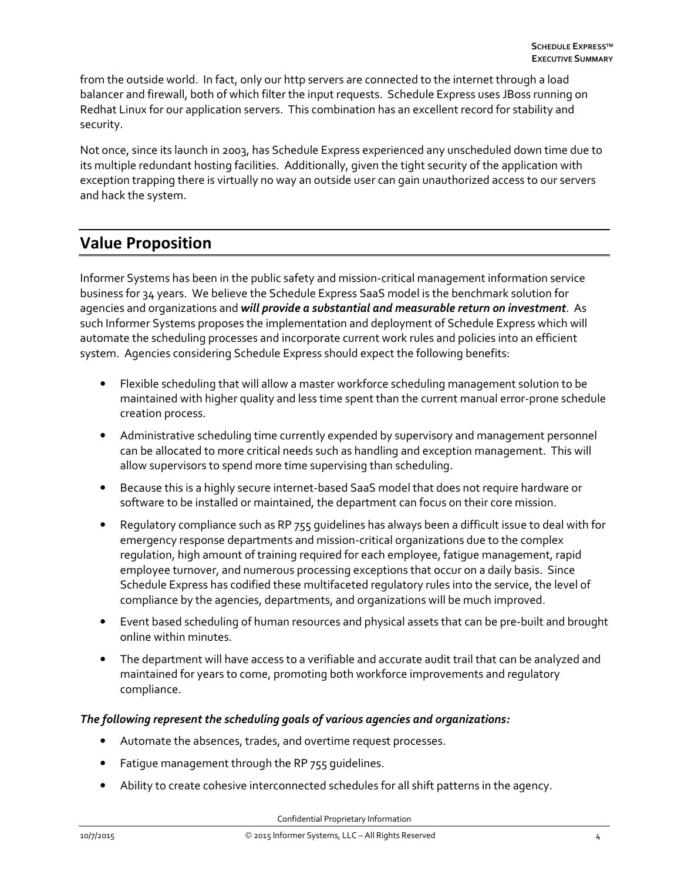from the outside world. In fact, only our http servers are connected to the internet through a load balancer and firewall, both of which filter the input requests. Schedule Express uses JBoss running on Redhat Linux for our application servers. This combination has an excellent record for stability and security.

Not once, since its launch in 2003, has Schedule Express experienced any unscheduled down time due to its multiple redundant hosting facilities. Additionally, given the tight security of the application with exception trapping there is virtually no way an outside user can gain unauthorized access to our servers and hack the system.

## Value Proposition

Informer Systems has been in the public safety and mission-critical management information service business for 34 years. We believe the Schedule Express SaaS model is the benchmark solution for agencies and organizations and ***will provide a substantial and measurable return on investment***. As such Informer Systems proposes the implementation and deployment of Schedule Express which will automate the scheduling processes and incorporate current work rules and policies into an efficient system. Agencies considering Schedule Express should expect the following benefits:

- Flexible scheduling that will allow a master workforce scheduling management solution to be maintained with higher quality and less time spent than the current manual error-prone schedule creation process.
- Administrative scheduling time currently expended by supervisory and management personnel can be allocated to more critical needs such as handling and exception management. This will allow supervisors to spend more time supervising than scheduling.
- Because this is a highly secure internet-based SaaS model that does not require hardware or software to be installed or maintained, the department can focus on their core mission.
- Regulatory compliance such as RP 755 guidelines has always been a difficult issue to deal with for emergency response departments and mission-critical organizations due to the complex regulation, high amount of training required for each employee, fatigue management, rapid employee turnover, and numerous processing exceptions that occur on a daily basis. Since Schedule Express has codified these multifaceted regulatory rules into the service, the level of compliance by the agencies, departments, and organizations will be much improved.
- Event based scheduling of human resources and physical assets that can be pre-built and brought online within minutes.
- The department will have access to a verifiable and accurate audit trail that can be analyzed and maintained for years to come, promoting both workforce improvements and regulatory compliance.

***The following represent the scheduling goals of various agencies and organizations:***

- Automate the absences, trades, and overtime request processes.
- Fatigue management through the RP 755 guidelines.
- Ability to create cohesive interconnected schedules for all shift patterns in the agency.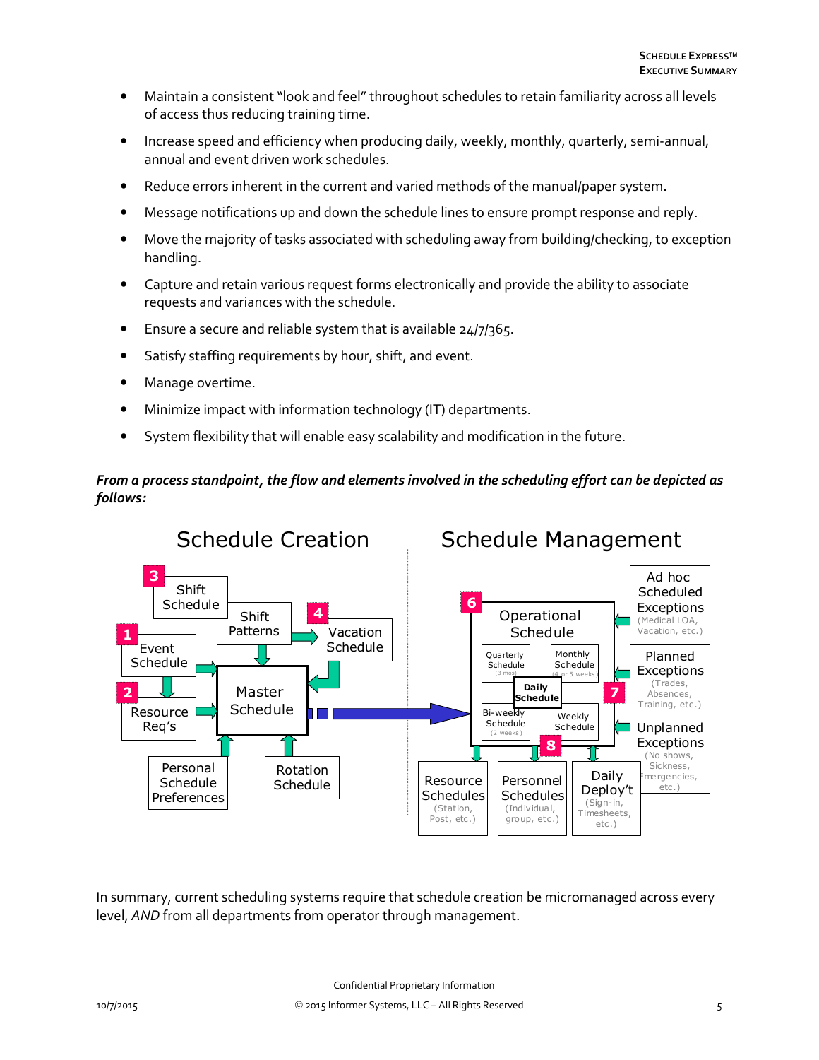- Maintain a consistent "look and feel" throughout schedules to retain familiarity across all levels of access thus reducing training time.
- Increase speed and efficiency when producing daily, weekly, monthly, quarterly, semi-annual, annual and event driven work schedules.
- Reduce errors inherent in the current and varied methods of the manual/paper system.
- Message notifications up and down the schedule lines to ensure prompt response and reply.
- Move the majority of tasks associated with scheduling away from building/checking, to exception handling.
- Capture and retain various request forms electronically and provide the ability to associate requests and variances with the schedule.
- Ensure a secure and reliable system that is available 24/7/365.
- Satisfy staffing requirements by hour, shift, and event.
- Manage overtime.
- Minimize impact with information technology (IT) departments.
- System flexibility that will enable easy scalability and modification in the future.

***From a process standpoint, the flow and elements involved in the scheduling effort can be depicted as follows:***

Schedule Creation | Schedule Management

In summary, current scheduling systems require that schedule creation be micromanaged across every level, *AND* from all departments from operator through management.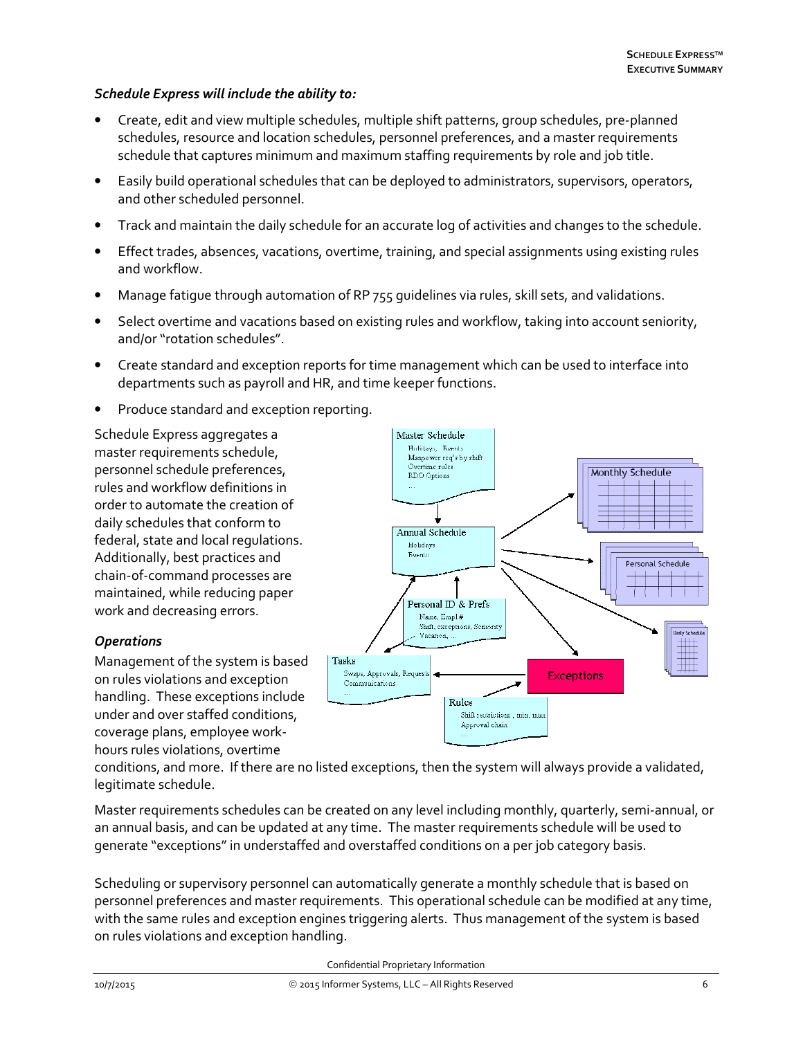***Schedule Express will include the ability to:***

- Create, edit and view multiple schedules, multiple shift patterns, group schedules, pre-planned schedules, resource and location schedules, personnel preferences, and a master requirements schedule that captures minimum and maximum staffing requirements by role and job title.
- Easily build operational schedules that can be deployed to administrators, supervisors, operators, and other scheduled personnel.
- Track and maintain the daily schedule for an accurate log of activities and changes to the schedule.
- Effect trades, absences, vacations, overtime, training, and special assignments using existing rules and workflow.
- Manage fatigue through automation of RP 755 guidelines via rules, skill sets, and validations.
- Select overtime and vacations based on existing rules and workflow, taking into account seniority, and/or "rotation schedules".
- Create standard and exception reports for time management which can be used to interface into departments such as payroll and HR, and time keeper functions.
- Produce standard and exception reporting.

Schedule Express aggregates a master requirements schedule, personnel schedule preferences, rules and workflow definitions in order to automate the creation of daily schedules that conform to federal, state and local regulations. Additionally, best practices and chain-of-command processes are maintained, while reducing paper work and decreasing errors.

***Operations***

Management of the system is based on rules violations and exception handling. These exceptions include under and over staffed conditions, coverage plans, employee work-hours rules violations, overtime conditions, and more. If there are no listed exceptions, then the system will always provide a validated, legitimate schedule.

Master requirements schedules can be created on any level including monthly, quarterly, semi-annual, or an annual basis, and can be updated at any time. The master requirements schedule will be used to generate "exceptions" in understaffed and overstaffed conditions on a per job category basis.

Scheduling or supervisory personnel can automatically generate a monthly schedule that is based on personnel preferences and master requirements. This operational schedule can be modified at any time, with the same rules and exception engines triggering alerts. Thus management of the system is based on rules violations and exception handling.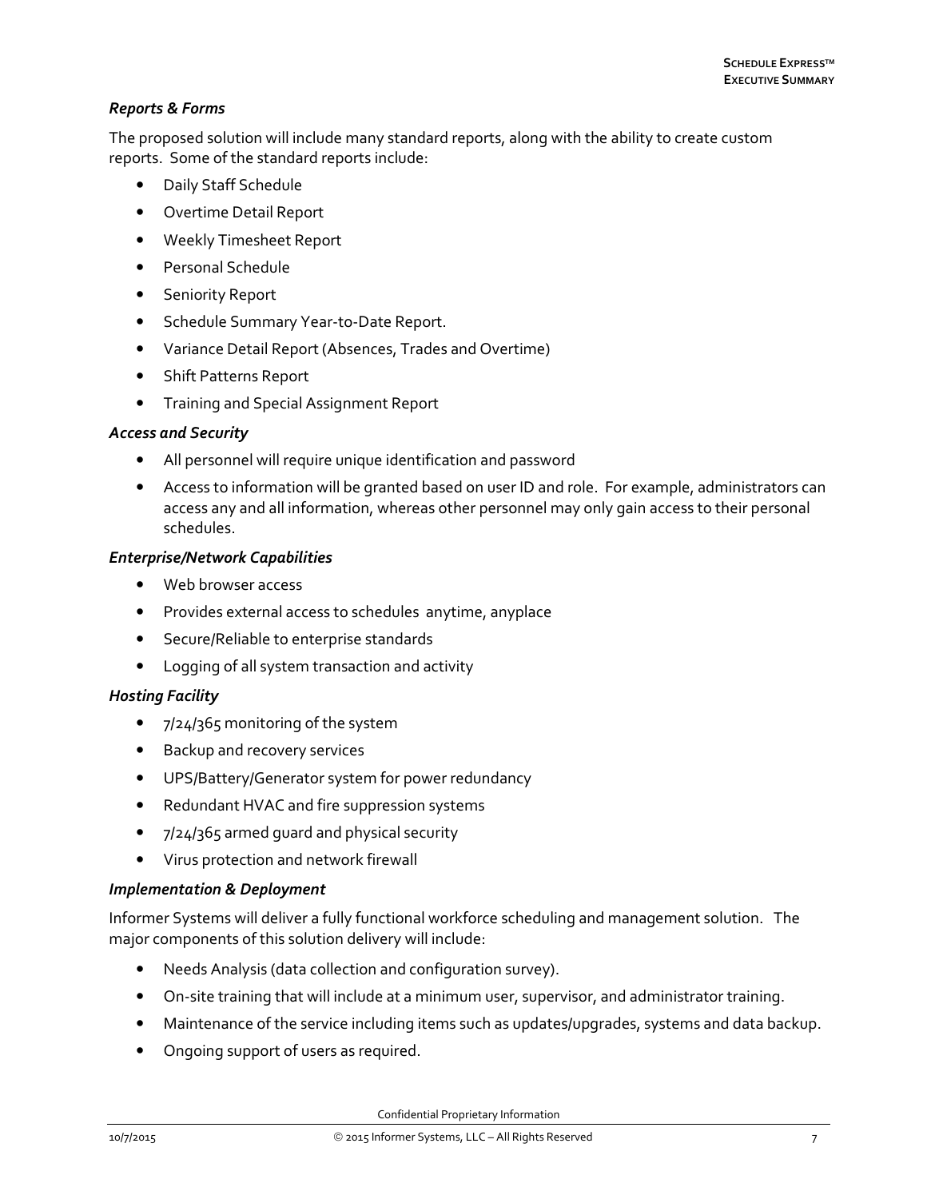### *Reports & Forms*

The proposed solution will include many standard reports, along with the ability to create custom reports. Some of the standard reports include:

- Daily Staff Schedule
- Overtime Detail Report
- Weekly Timesheet Report
- Personal Schedule
- Seniority Report
- Schedule Summary Year-to-Date Report.
- Variance Detail Report (Absences, Trades and Overtime)
- Shift Patterns Report
- Training and Special Assignment Report

### *Access and Security*

- All personnel will require unique identification and password
- Access to information will be granted based on user ID and role. For example, administrators can access any and all information, whereas other personnel may only gain access to their personal schedules.

### *Enterprise/Network Capabilities*

- Web browser access
- Provides external access to schedules anytime, anyplace
- Secure/Reliable to enterprise standards
- Logging of all system transaction and activity

### *Hosting Facility*

- 7/24/365 monitoring of the system
- Backup and recovery services
- UPS/Battery/Generator system for power redundancy
- Redundant HVAC and fire suppression systems
- 7/24/365 armed guard and physical security
- Virus protection and network firewall

### *Implementation & Deployment*

Informer Systems will deliver a fully functional workforce scheduling and management solution. The major components of this solution delivery will include:

- Needs Analysis (data collection and configuration survey).
- On-site training that will include at a minimum user, supervisor, and administrator training.
- Maintenance of the service including items such as updates/upgrades, systems and data backup.
- Ongoing support of users as required.